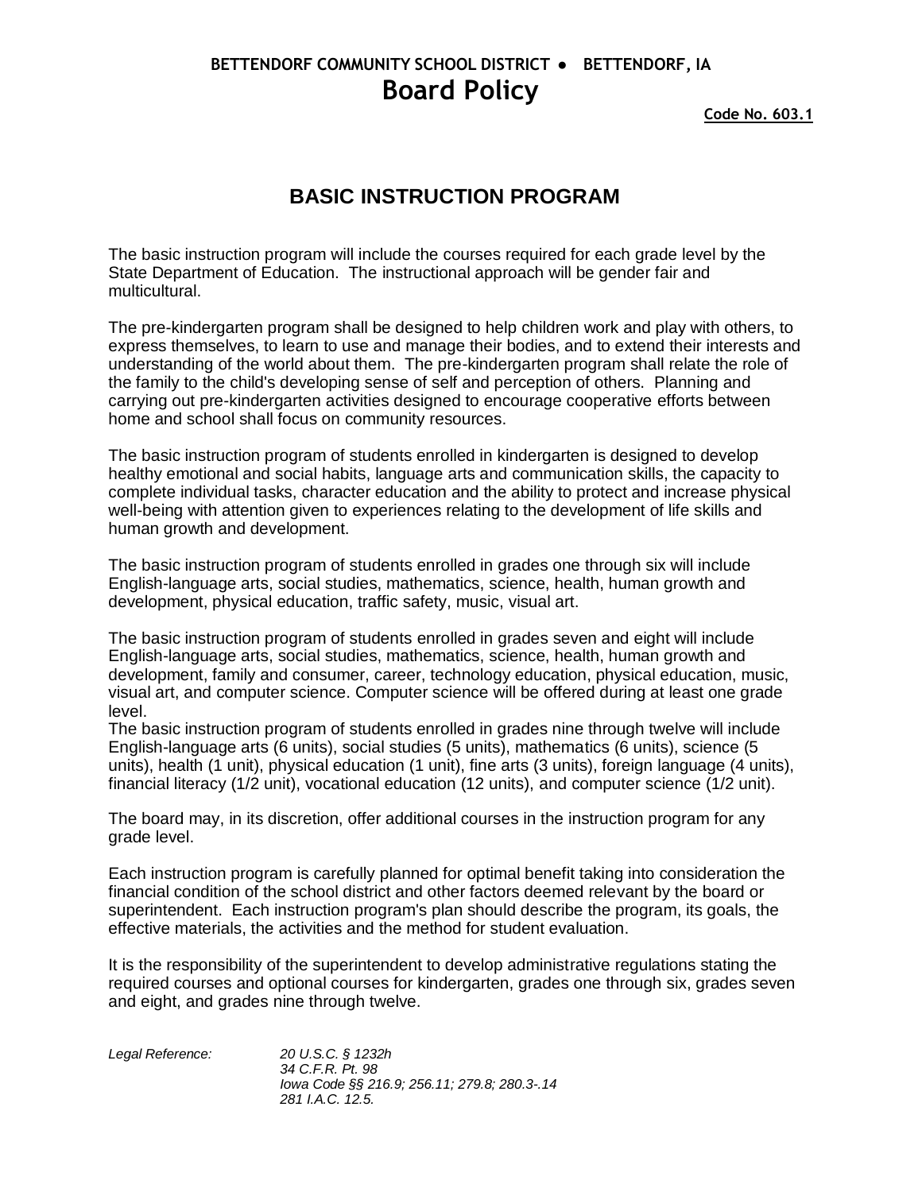**BETTENDORF COMMUNITY SCHOOL DISTRICT ● BETTENDORF, IA**

# Board Policy

**Code No. 603.1**

## BASIC INSTRUCTION PROGRAM

The basic instruction program will include the courses required for each grade level by the State Department of Education. The instructional approach will be gender fair and multicultural.

The pre-kindergarten program shall be designed to help children work and play with others, to express themselves, to learn to use and manage their bodies, and to extend their interests and understanding of the world about them. The pre-kindergarten program shall relate the role of the family to the child's developing sense of self and perception of others. Planning and carrying out pre-kindergarten activities designed to encourage cooperative efforts between home and school shall focus on community resources.

The basic instruction program of students enrolled in kindergarten is designed to develop healthy emotional and social habits, language arts and communication skills, the capacity to complete individual tasks, character education and the ability to protect and increase physical well-being with attention given to experiences relating to the development of life skills and human growth and development.

The basic instruction program of students enrolled in grades one through six will include English-language arts, social studies, mathematics, science, health, human growth and development, physical education, traffic safety, music, visual art.

The basic instruction program of students enrolled in grades seven and eight will include English-language arts, social studies, mathematics, science, health, human growth and development, family and consumer, career, technology education, physical education, music, visual art, and computer science. Computer science will be offered during at least one grade level.

The basic instruction program of students enrolled in grades nine through twelve will include English-language arts (6 units), social studies (5 units), mathematics (6 units), science (5 units), health (1 unit), physical education (1 unit), fine arts (3 units), foreign language (4 units), financial literacy (1/2 unit), vocational education (12 units), and computer science (1/2 unit).

The board may, in its discretion, offer additional courses in the instruction program for any grade level.

Each instruction program is carefully planned for optimal benefit taking into consideration the financial condition of the school district and other factors deemed relevant by the board or superintendent. Each instruction program's plan should describe the program, its goals, the effective materials, the activities and the method for student evaluation.

It is the responsibility of the superintendent to develop administrative regulations stating the required courses and optional courses for kindergarten, grades one through six, grades seven and eight, and grades nine through twelve.

*Legal Reference:*

*20 U.S.C. § 1232h*
*34 C.F.R. Pt. 98*
*Iowa Code §§ 216.9; 256.11; 279.8; 280.3-.14*
*281 I.A.C. 12.5.*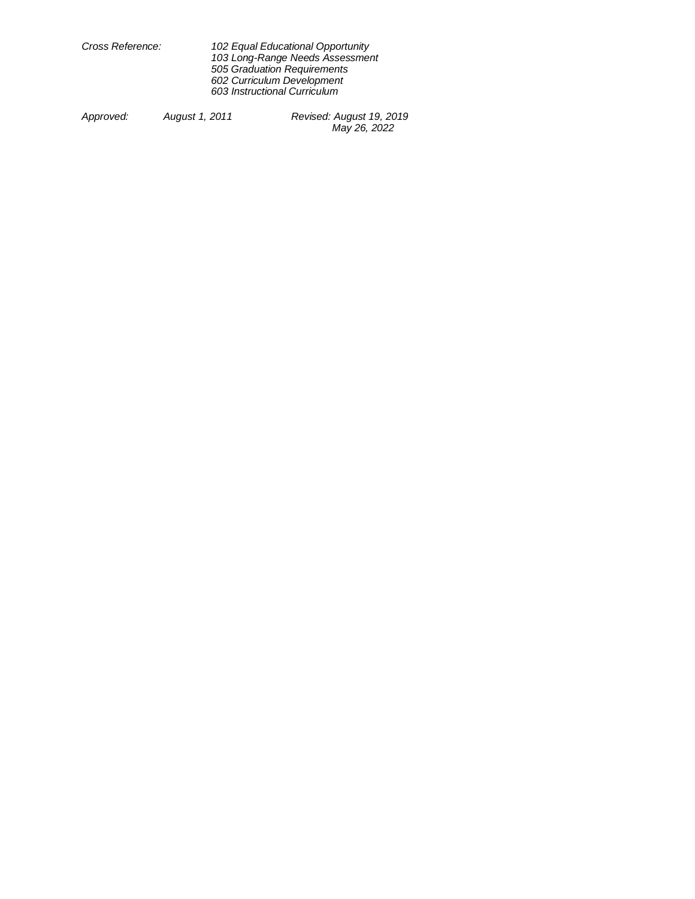*Cross Reference:* *102 Equal Educational Opportunity*
*103 Long-Range Needs Assessment*
*505 Graduation Requirements*
*602 Curriculum Development*
*603 Instructional Curriculum*

*Approved:* *August 1, 2011* *Revised: August 19, 2019*
*May 26, 2022*